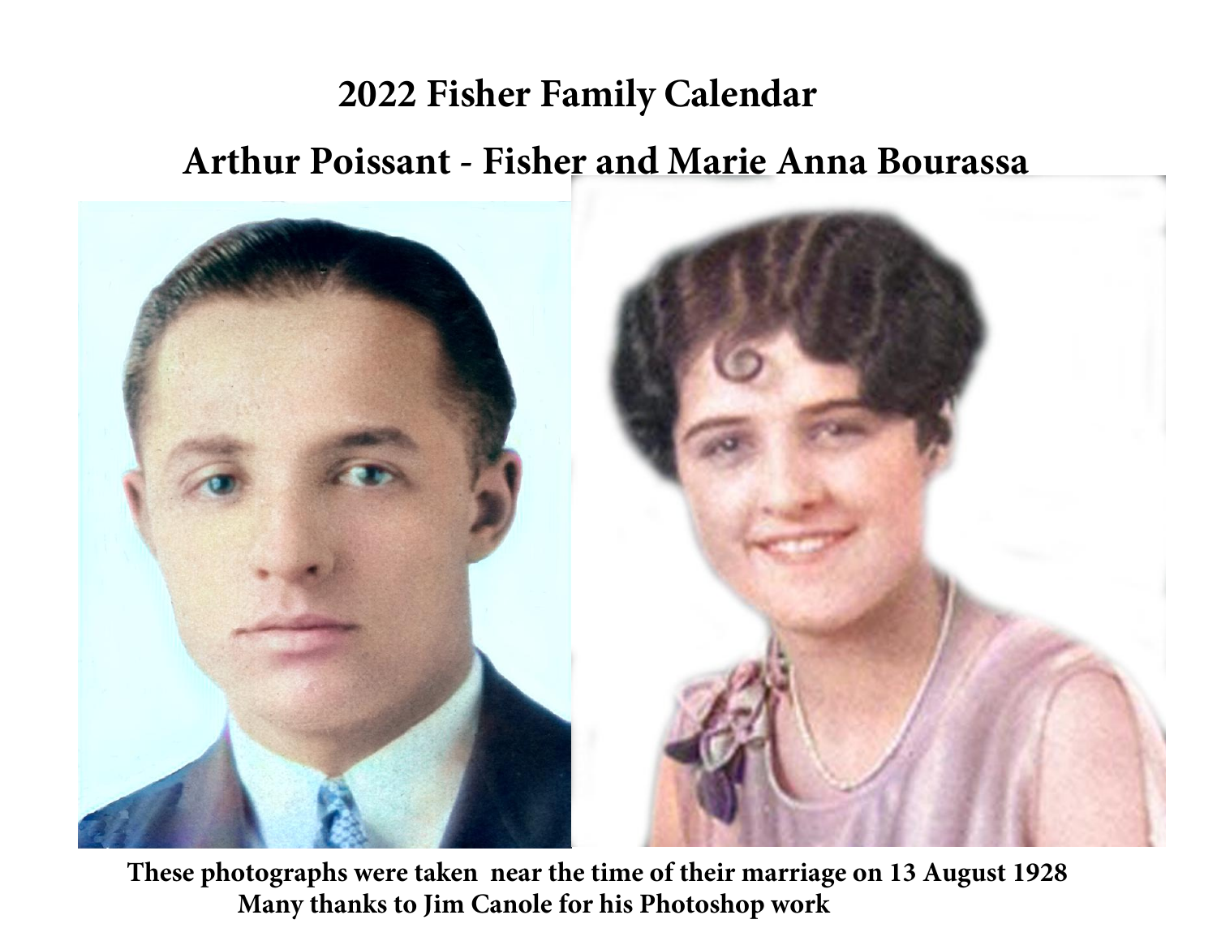# 2022 Fisher Family Calendar

## Arthur Poissant - Fisher and Marie Anna Bourassa

**These photographs were taken near the time of their marriage on 13 August 1928**
**Many thanks to Jim Canole for his Photoshop work**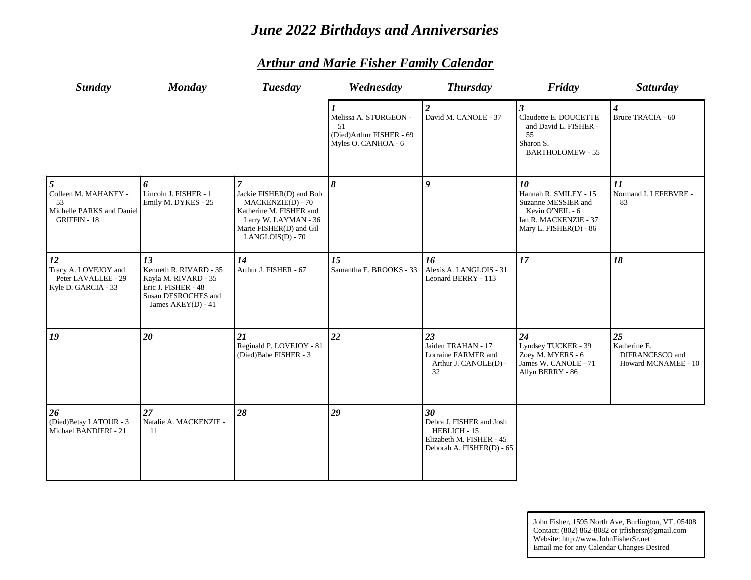# June 2022 Birthdays and Anniversaries

## Arthur and Marie Fisher Family Calendar

| Sunday | Monday | Tuesday | Wednesday | Thursday | Friday | Saturday |
|---|---|---|---|---|---|---|
| | | | **1**<br>Melissa A. STURGEON - 51<br>(Died)Arthur FISHER - 69<br>Myles O. CANHOA - 6 | **2**<br>David M. CANOLE - 37 | **3**<br>Claudette E. DOUCETTE and David L. FISHER - 55<br>Sharon S. BARTHOLOMEW - 55 | **4**<br>Bruce TRACIA - 60 |
| **5**<br>Colleen M. MAHANEY - 53<br>Michelle PARKS and Daniel GRIFFIN - 18 | **6**<br>Lincoln J. FISHER - 1<br>Emily M. DYKES - 25 | **7**<br>Jackie FISHER(D) and Bob MACKENZIE(D) - 70<br>Katherine M. FISHER and Larry W. LAYMAN - 36<br>Marie FISHER(D) and Gil LANGLOIS(D) - 70 | **8** | **9** | **10**<br>Hannah R. SMILEY - 15<br>Suzanne MESSIER and Kevin O'NEIL - 6<br>Ian R. MACKENZIE - 37<br>Mary L. FISHER(D) - 86 | **11**<br>Normand I. LEFEBVRE - 83 |
| **12**<br>Tracy A. LOVEJOY and Peter LAVALLEE - 29<br>Kyle D. GARCIA - 33 | **13**<br>Kenneth R. RIVARD - 35<br>Kayla M. RIVARD - 35<br>Eric J. FISHER - 48<br>Susan DESROCHES and James AKEY(D) - 41 | **14**<br>Arthur J. FISHER - 67 | **15**<br>Samantha E. BROOKS - 33 | **16**<br>Alexis A. LANGLOIS - 31<br>Leonard BERRY - 113 | **17** | **18** |
| **19** | **20** | **21**<br>Reginald P. LOVEJOY - 81<br>(Died)Babe FISHER - 3 | **22** | **23**<br>Jaiden TRAHAN - 17<br>Lorraine FARMER and Arthur J. CANOLE(D) - 32 | **24**<br>Lyndsey TUCKER - 39<br>Zoey M. MYERS - 6<br>James W. CANOLE - 71<br>Allyn BERRY - 86 | **25**<br>Katherine E. DIFRANCESCO and Howard MCNAMEE - 10 |
| **26**<br>(Died)Betsy LATOUR - 3<br>Michael BANDIERI - 21 | **27**<br>Natalie A. MACKENZIE - 11 | **28** | **29** | **30**<br>Debra J. FISHER and Josh HEBLICH - 15<br>Elizabeth M. FISHER - 45<br>Deborah A. FISHER(D) - 65 | | |

John Fisher, 1595 North Ave, Burlington, VT. 05408
Contact: (802) 862-8082 or jrfishersr@gmail.com
Website: http://www.JohnFisherSr.net
Email me for any Calendar Changes Desired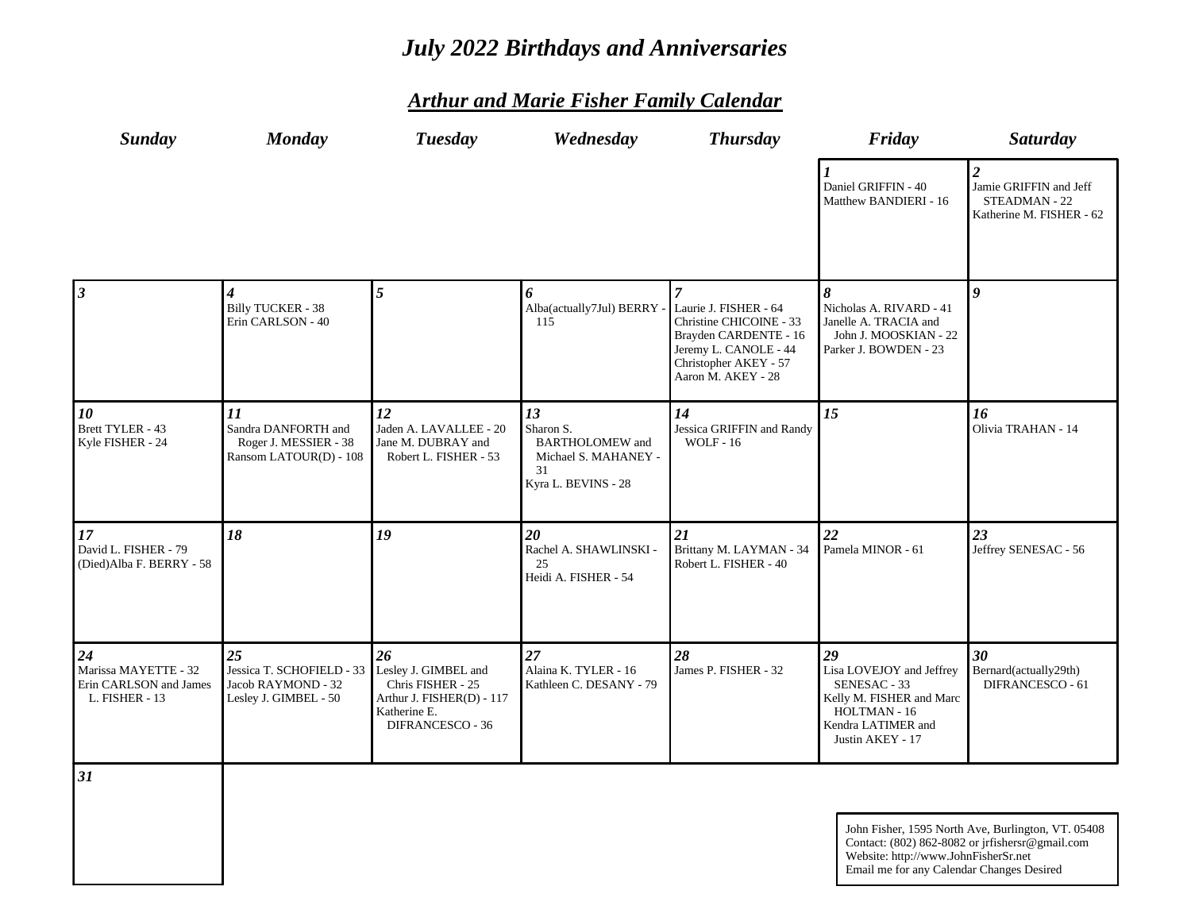# *July 2022 Birthdays and Anniversaries*

## ***Arthur and Marie Fisher Family Calendar***

| *Sunday* | *Monday* | *Tuesday* | *Wednesday* | *Thursday* | *Friday* | *Saturday* |
|---|---|---|---|---|---|---|
| | | | | | **1**<br>Daniel GRIFFIN - 40<br>Matthew BANDIERI - 16 | **2**<br>Jamie GRIFFIN and Jeff STEADMAN - 22<br>Katherine M. FISHER - 62 |
| **3** | **4**<br>Billy TUCKER - 38<br>Erin CARLSON - 40 | **5** | **6**<br>Alba(actually7Jul) BERRY - 115 | **7**<br>Laurie J. FISHER - 64<br>Christine CHICOINE - 33<br>Brayden CARDENTE - 16<br>Jeremy L. CANOLE - 44<br>Christopher AKEY - 57<br>Aaron M. AKEY - 28 | **8**<br>Nicholas A. RIVARD - 41<br>Janelle A. TRACIA and John J. MOOSKIAN - 22<br>Parker J. BOWDEN - 23 | **9** |
| **10**<br>Brett TYLER - 43<br>Kyle FISHER - 24 | **11**<br>Sandra DANFORTH and Roger J. MESSIER - 38<br>Ransom LATOUR(D) - 108 | **12**<br>Jaden A. LAVALLEE - 20<br>Jane M. DUBRAY and Robert L. FISHER - 53 | **13**<br>Sharon S. BARTHOLOMEW and Michael S. MAHANEY - 31<br>Kyra L. BEVINS - 28 | **14**<br>Jessica GRIFFIN and Randy WOLF - 16 | **15** | **16**<br>Olivia TRAHAN - 14 |
| **17**<br>David L. FISHER - 79<br>(Died)Alba F. BERRY - 58 | **18** | **19** | **20**<br>Rachel A. SHAWLINSKI - 25<br>Heidi A. FISHER - 54 | **21**<br>Brittany M. LAYMAN - 34<br>Robert L. FISHER - 40 | **22**<br>Pamela MINOR - 61 | **23**<br>Jeffrey SENESAC - 56 |
| **24**<br>Marissa MAYETTE - 32<br>Erin CARLSON and James L. FISHER - 13 | **25**<br>Jessica T. SCHOFIELD - 33<br>Jacob RAYMOND - 32<br>Lesley J. GIMBEL - 50 | **26**<br>Lesley J. GIMBEL and Chris FISHER - 25<br>Arthur J. FISHER(D) - 117<br>Katherine E. DIFRANCESCO - 36 | **27**<br>Alaina K. TYLER - 16<br>Kathleen C. DESANY - 79 | **28**<br>James P. FISHER - 32 | **29**<br>Lisa LOVEJOY and Jeffrey SENESAC - 33<br>Kelly M. FISHER and Marc HOLTMAN - 16<br>Kendra LATIMER and Justin AKEY - 17 | **30**<br>Bernard(actually29th) DIFRANCESCO - 61 |
| **31** | | | | | | |

John Fisher, 1595 North Ave, Burlington, VT. 05408
Contact: (802) 862-8082 or jrfishersr@gmail.com
Website: http://www.JohnFisherSr.net
Email me for any Calendar Changes Desired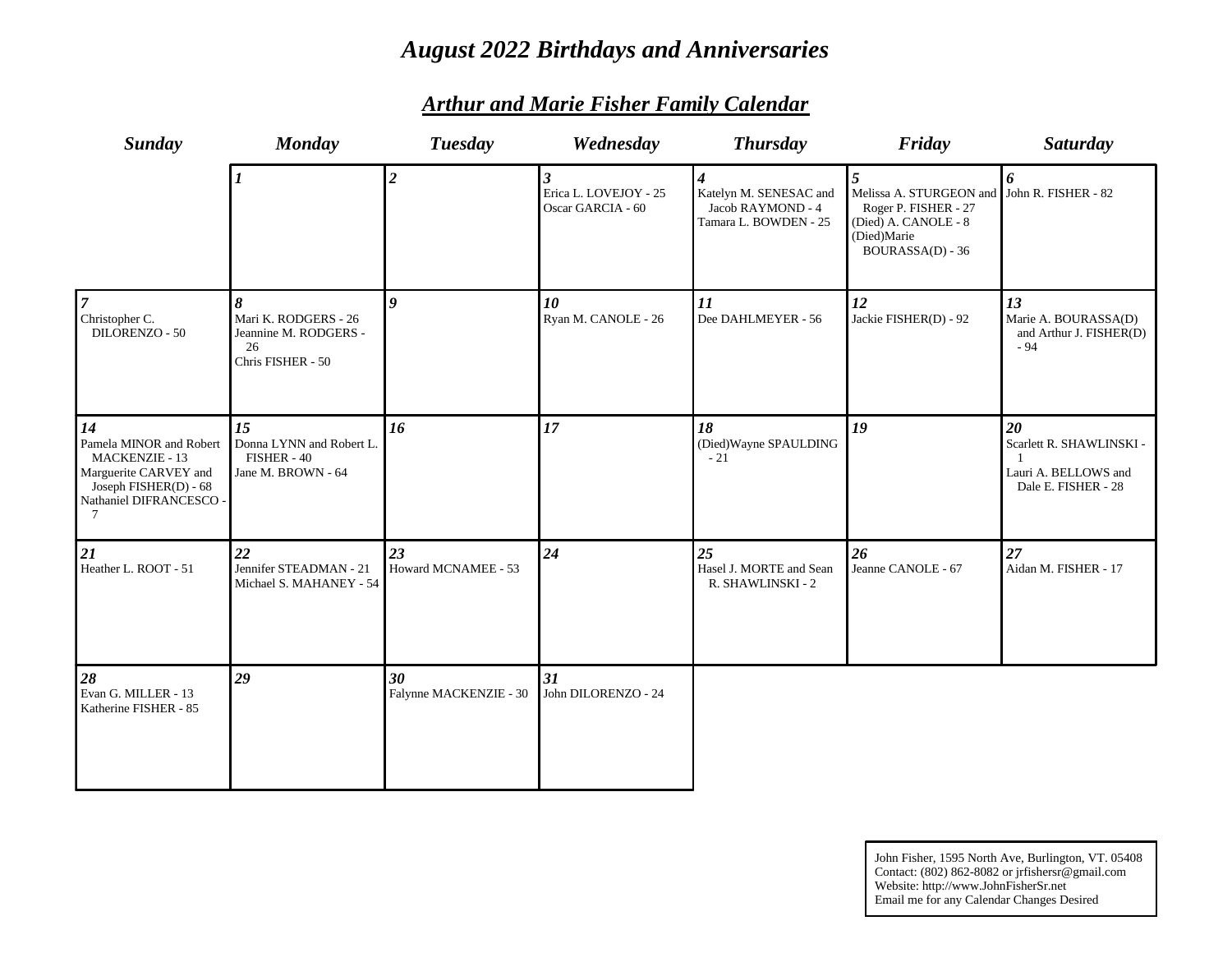# *August 2022 Birthdays and Anniversaries*

## *Arthur and Marie Fisher Family Calendar*

| *Sunday* | *Monday* | *Tuesday* | *Wednesday* | *Thursday* | *Friday* | *Saturday* |
|---|---|---|---|---|---|---|
| | **1** | **2** | **3**<br>Erica L. LOVEJOY - 25<br>Oscar GARCIA - 60 | **4**<br>Katelyn M. SENESAC and Jacob RAYMOND - 4<br>Tamara L. BOWDEN - 25 | **5**<br>Melissa A. STURGEON and Roger P. FISHER - 27<br>(Died) A. CANOLE - 8<br>(Died)Marie BOURASSA(D) - 36 | **6**<br>John R. FISHER - 82 |
| **7**<br>Christopher C. DILORENZO - 50 | **8**<br>Mari K. RODGERS - 26<br>Jeannine M. RODGERS - 26<br>Chris FISHER - 50 | **9** | **10**<br>Ryan M. CANOLE - 26 | **11**<br>Dee DAHLMEYER - 56 | **12**<br>Jackie FISHER(D) - 92 | **13**<br>Marie A. BOURASSA(D) and Arthur J. FISHER(D) - 94 |
| **14**<br>Pamela MINOR and Robert MACKENZIE - 13<br>Marguerite CARVEY and Joseph FISHER(D) - 68<br>Nathaniel DIFRANCESCO - 7 | **15**<br>Donna LYNN and Robert L. FISHER - 40<br>Jane M. BROWN - 64 | **16** | **17** | **18**<br>(Died)Wayne SPAULDING - 21 | **19** | **20**<br>Scarlett R. SHAWLINSKI - 1<br>Lauri A. BELLOWS and Dale E. FISHER - 28 |
| **21**<br>Heather L. ROOT - 51 | **22**<br>Jennifer STEADMAN - 21<br>Michael S. MAHANEY - 54 | **23**<br>Howard MCNAMEE - 53 | **24** | **25**<br>Hasel J. MORTE and Sean R. SHAWLINSKI - 2 | **26**<br>Jeanne CANOLE - 67 | **27**<br>Aidan M. FISHER - 17 |
| **28**<br>Evan G. MILLER - 13<br>Katherine FISHER - 85 | **29** | **30**<br>Falynne MACKENZIE - 30 | **31**<br>John DILORENZO - 24 | | | |

John Fisher, 1595 North Ave, Burlington, VT. 05408
Contact: (802) 862-8082 or jrfishersr@gmail.com
Website: http://www.JohnFisherSr.net
Email me for any Calendar Changes Desired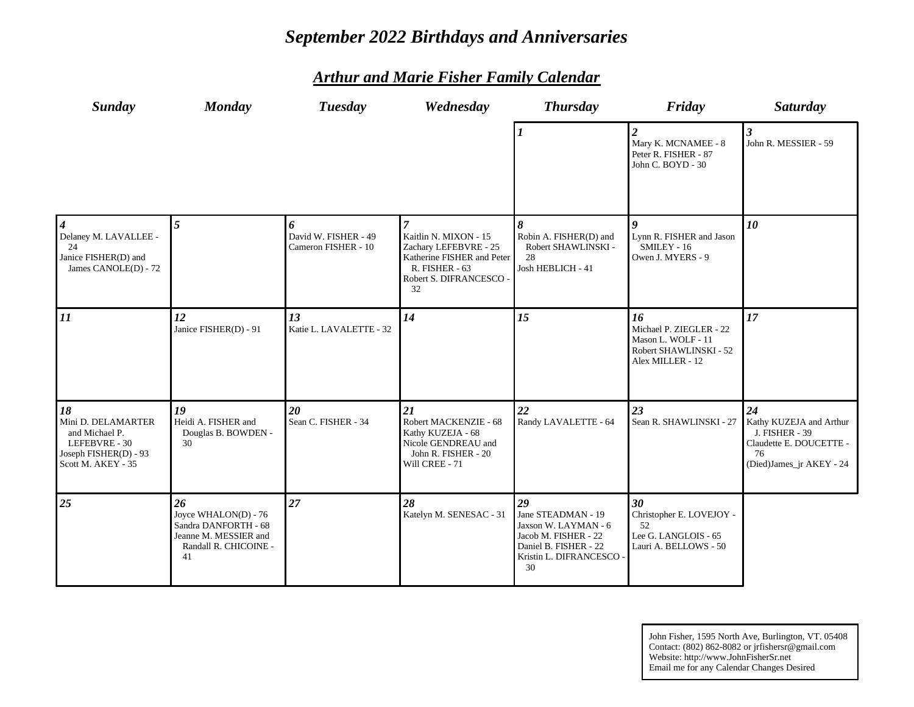# *September 2022 Birthdays and Anniversaries*

## *Arthur and Marie Fisher Family Calendar*

| *Sunday* | *Monday* | *Tuesday* | *Wednesday* | *Thursday* | *Friday* | *Saturday* |
|---|---|---|---|---|---|---|
| | | | | ***1*** | ***2***<br>Mary K. MCNAMEE - 8<br>Peter R. FISHER - 87<br>John C. BOYD - 30 | ***3***<br>John R. MESSIER - 59 |
| ***4***<br>Delaney M. LAVALLEE - 24<br>Janice FISHER(D) and James CANOLE(D) - 72 | ***5*** | ***6***<br>David W. FISHER - 49<br>Cameron FISHER - 10 | ***7***<br>Kaitlin N. MIXON - 15<br>Zachary LEFEBVRE - 25<br>Katherine FISHER and Peter R. FISHER - 63<br>Robert S. DIFRANCESCO - 32 | ***8***<br>Robin A. FISHER(D) and Robert SHAWLINSKI - 28<br>Josh HEBLICH - 41 | ***9***<br>Lynn R. FISHER and Jason SMILEY - 16<br>Owen J. MYERS - 9 | ***10*** |
| ***11*** | ***12***<br>Janice FISHER(D) - 91 | ***13***<br>Katie L. LAVALETTE - 32 | ***14*** | ***15*** | ***16***<br>Michael P. ZIEGLER - 22<br>Mason L. WOLF - 11<br>Robert SHAWLINSKI - 52<br>Alex MILLER - 12 | ***17*** |
| ***18***<br>Mini D. DELAMARTER and Michael P. LEFEBVRE - 30<br>Joseph FISHER(D) - 93<br>Scott M. AKEY - 35 | ***19***<br>Heidi A. FISHER and Douglas B. BOWDEN - 30 | ***20***<br>Sean C. FISHER - 34 | ***21***<br>Robert MACKENZIE - 68<br>Kathy KUZEJA - 68<br>Nicole GENDREAU and John R. FISHER - 20<br>Will CREE - 71 | ***22***<br>Randy LAVALETTE - 64 | ***23***<br>Sean R. SHAWLINSKI - 27 | ***24***<br>Kathy KUZEJA and Arthur J. FISHER - 39<br>Claudette E. DOUCETTE - 76<br>(Died)James_jr AKEY - 24 |
| ***25*** | ***26***<br>Joyce WHALON(D) - 76<br>Sandra DANFORTH - 68<br>Jeanne M. MESSIER and Randall R. CHICOINE - 41 | ***27*** | ***28***<br>Katelyn M. SENESAC - 31 | ***29***<br>Jane STEADMAN - 19<br>Jaxson W. LAYMAN - 6<br>Jacob M. FISHER - 22<br>Daniel B. FISHER - 22<br>Kristin L. DIFRANCESCO - 30 | ***30***<br>Christopher E. LOVEJOY - 52<br>Lee G. LANGLOIS - 65<br>Lauri A. BELLOWS - 50 | |

John Fisher, 1595 North Ave, Burlington, VT. 05408
Contact: (802) 862-8082 or jrfishersr@gmail.com
Website: http://www.JohnFisherSr.net
Email me for any Calendar Changes Desired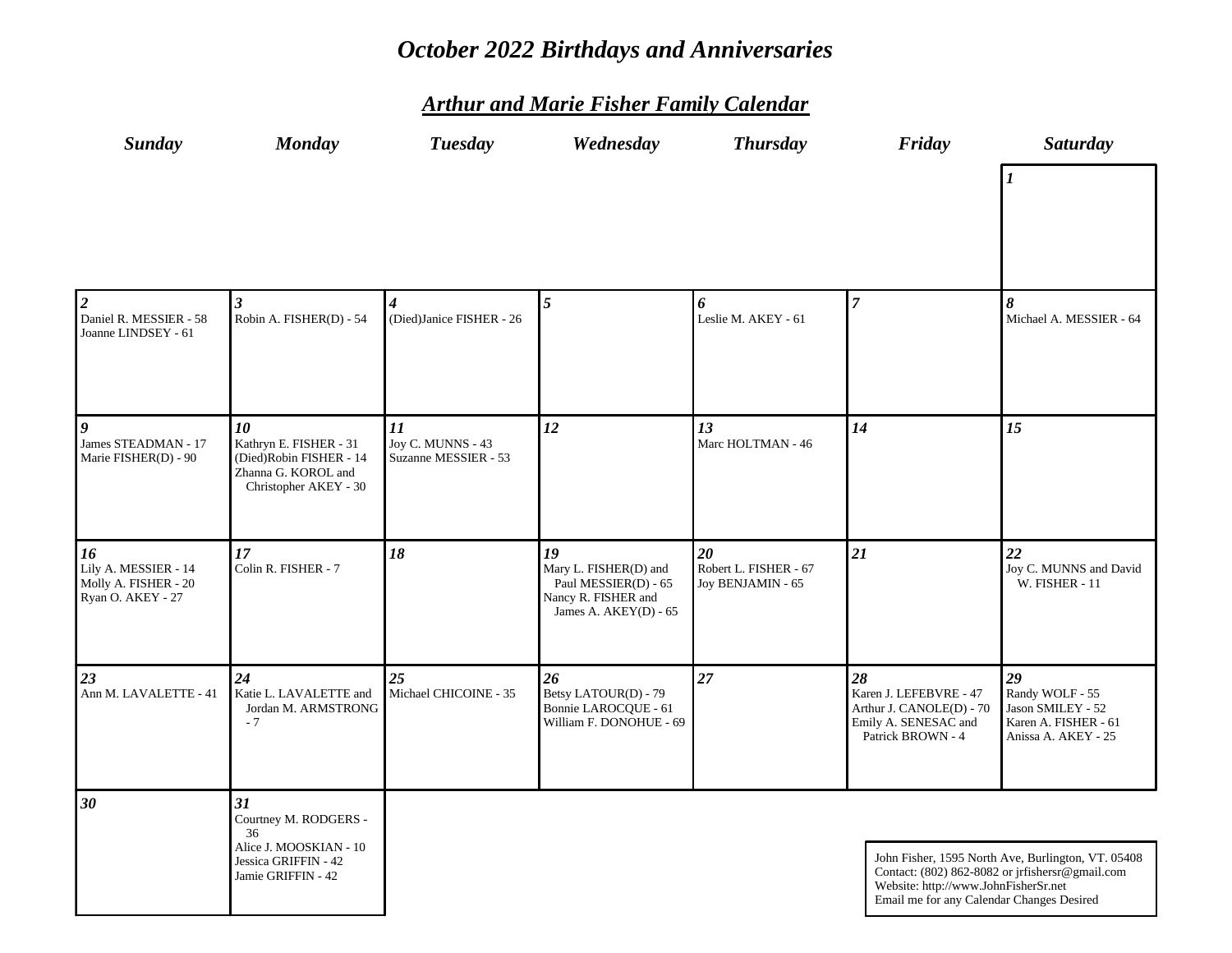# *October 2022 Birthdays and Anniversaries*

## *Arthur and Marie Fisher Family Calendar*

| *Sunday* | *Monday* | *Tuesday* | *Wednesday* | *Thursday* | *Friday* | *Saturday* |
|---|---|---|---|---|---|---|
| | | | | | | ***1*** |
| ***2***<br>Daniel R. MESSIER - 58<br>Joanne LINDSEY - 61 | ***3***<br>Robin A. FISHER(D) - 54 | ***4***<br>(Died)Janice FISHER - 26 | ***5*** | ***6***<br>Leslie M. AKEY - 61 | ***7*** | ***8***<br>Michael A. MESSIER - 64 |
| ***9***<br>James STEADMAN - 17<br>Marie FISHER(D) - 90 | ***10***<br>Kathryn E. FISHER - 31<br>(Died)Robin FISHER - 14<br>Zhanna G. KOROL and Christopher AKEY - 30 | ***11***<br>Joy C. MUNNS - 43<br>Suzanne MESSIER - 53 | ***12*** | ***13***<br>Marc HOLTMAN - 46 | ***14*** | ***15*** |
| ***16***<br>Lily A. MESSIER - 14<br>Molly A. FISHER - 20<br>Ryan O. AKEY - 27 | ***17***<br>Colin R. FISHER - 7 | ***18*** | ***19***<br>Mary L. FISHER(D) and Paul MESSIER(D) - 65<br>Nancy R. FISHER and James A. AKEY(D) - 65 | ***20***<br>Robert L. FISHER - 67<br>Joy BENJAMIN - 65 | ***21*** | ***22***<br>Joy C. MUNNS and David W. FISHER - 11 |
| ***23***<br>Ann M. LAVALETTE - 41 | ***24***<br>Katie L. LAVALETTE and Jordan M. ARMSTRONG - 7 | ***25***<br>Michael CHICOINE - 35 | ***26***<br>Betsy LATOUR(D) - 79<br>Bonnie LAROCQUE - 61<br>William F. DONOHUE - 69 | ***27*** | ***28***<br>Karen J. LEFEBVRE - 47<br>Arthur J. CANOLE(D) - 70<br>Emily A. SENESAC and Patrick BROWN - 4 | ***29***<br>Randy WOLF - 55<br>Jason SMILEY - 52<br>Karen A. FISHER - 61<br>Anissa A. AKEY - 25 |
| ***30*** | ***31***<br>Courtney M. RODGERS - 36<br>Alice J. MOOSKIAN - 10<br>Jessica GRIFFIN - 42<br>Jamie GRIFFIN - 42 | | | | | |

John Fisher, 1595 North Ave, Burlington, VT. 05408
Contact: (802) 862-8082 or jrfishersr@gmail.com
Website: http://www.JohnFisherSr.net
Email me for any Calendar Changes Desired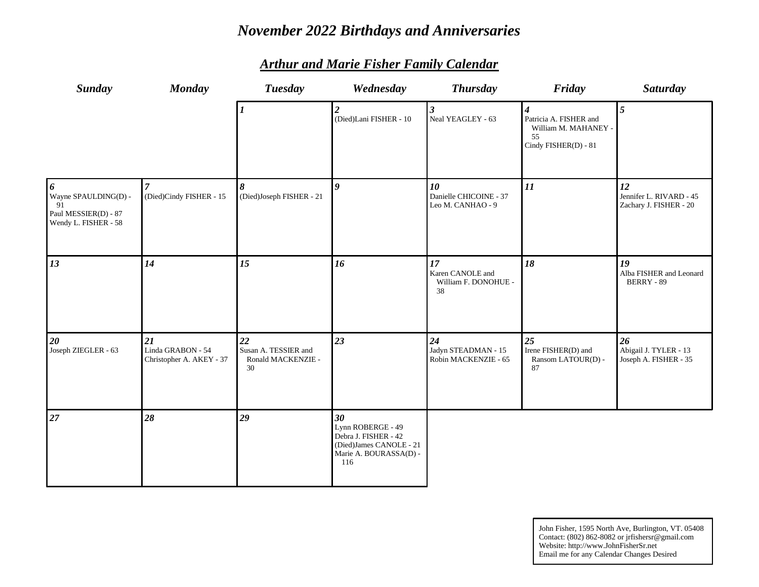# *November 2022 Birthdays and Anniversaries*

## *Arthur and Marie Fisher Family Calendar*

| Sunday | Monday | Tuesday | Wednesday | Thursday | Friday | Saturday |
|---|---|---|---|---|---|---|
| | | **1** | **2**<br>(Died)Lani FISHER - 10 | **3**<br>Neal YEAGLEY - 63 | **4**<br>Patricia A. FISHER and William M. MAHANEY - 55<br>Cindy FISHER(D) - 81 | **5** |
| **6**<br>Wayne SPAULDING(D) - 91<br>Paul MESSIER(D) - 87<br>Wendy L. FISHER - 58 | **7**<br>(Died)Cindy FISHER - 15 | **8**<br>(Died)Joseph FISHER - 21 | **9** | **10**<br>Danielle CHICOINE - 37<br>Leo M. CANHAO - 9 | **11** | **12**<br>Jennifer L. RIVARD - 45<br>Zachary J. FISHER - 20 |
| **13** | **14** | **15** | **16** | **17**<br>Karen CANOLE and William F. DONOHUE - 38 | **18** | **19**<br>Alba FISHER and Leonard BERRY - 89 |
| **20**<br>Joseph ZIEGLER - 63 | **21**<br>Linda GRABON - 54<br>Christopher A. AKEY - 37 | **22**<br>Susan A. TESSIER and Ronald MACKENZIE - 30 | **23** | **24**<br>Jadyn STEADMAN - 15<br>Robin MACKENZIE - 65 | **25**<br>Irene FISHER(D) and Ransom LATOUR(D) - 87 | **26**<br>Abigail J. TYLER - 13<br>Joseph A. FISHER - 35 |
| **27** | **28** | **29** | **30**<br>Lynn ROBERGE - 49<br>Debra J. FISHER - 42<br>(Died)James CANOLE - 21<br>Marie A. BOURASSA(D) - 116 | | | |

John Fisher, 1595 North Ave, Burlington, VT. 05408
Contact: (802) 862-8082 or jrfishersr@gmail.com
Website: http://www.JohnFisherSr.net
Email me for any Calendar Changes Desired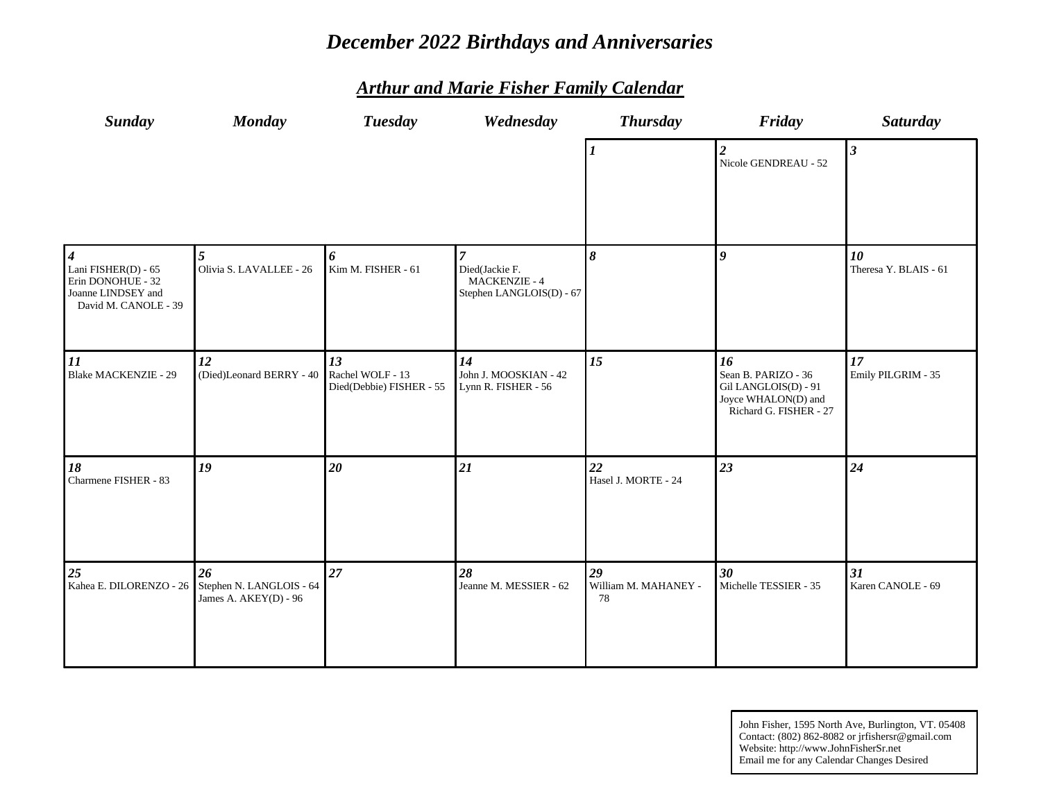# *December 2022 Birthdays and Anniversaries*

## ***Arthur and Marie Fisher Family Calendar***

| *Sunday* | *Monday* | *Tuesday* | *Wednesday* | *Thursday* | *Friday* | *Saturday* |
|---|---|---|---|---|---|---|
| | | | | ***1*** | ***2***<br>Nicole GENDREAU - 52 | ***3*** |
| ***4***<br>Lani FISHER(D) - 65<br>Erin DONOHUE - 32<br>Joanne LINDSEY and David M. CANOLE - 39 | ***5***<br>Olivia S. LAVALLEE - 26 | ***6***<br>Kim M. FISHER - 61 | ***7***<br>Died(Jackie F. MACKENZIE - 4<br>Stephen LANGLOIS(D) - 67 | ***8*** | ***9*** | ***10***<br>Theresa Y. BLAIS - 61 |
| ***11***<br>Blake MACKENZIE - 29 | ***12***<br>(Died)Leonard BERRY - 40 | ***13***<br>Rachel WOLF - 13<br>Died(Debbie) FISHER - 55 | ***14***<br>John J. MOOSKIAN - 42<br>Lynn R. FISHER - 56 | ***15*** | ***16***<br>Sean B. PARIZO - 36<br>Gil LANGLOIS(D) - 91<br>Joyce WHALON(D) and Richard G. FISHER - 27 | ***17***<br>Emily PILGRIM - 35 |
| ***18***<br>Charmene FISHER - 83 | ***19*** | ***20*** | ***21*** | ***22***<br>Hasel J. MORTE - 24 | ***23*** | ***24*** |
| ***25***<br>Kahea E. DILORENZO - 26 | ***26***<br>Stephen N. LANGLOIS - 64<br>James A. AKEY(D) - 96 | ***27*** | ***28***<br>Jeanne M. MESSIER - 62 | ***29***<br>William M. MAHANEY - 78 | ***30***<br>Michelle TESSIER - 35 | ***31***<br>Karen CANOLE - 69 |

John Fisher, 1595 North Ave, Burlington, VT. 05408
Contact: (802) 862-8082 or jrfishersr@gmail.com
Website: http://www.JohnFisherSr.net
Email me for any Calendar Changes Desired